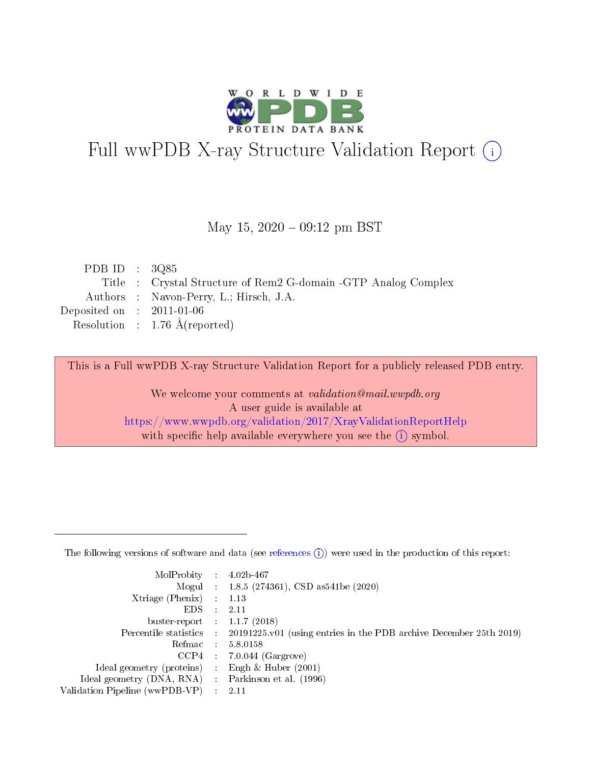# Full wwPDB X-ray Structure Validation Report (i)

May 15, 2020 – 09:12 pm BST

| | | |
|---|---|---|
| PDB ID | : | 3Q85 |
| Title | : | Crystal Structure of Rem2 G-domain -GTP Analog Complex |
| Authors | : | Navon-Perry, L.; Hirsch, J.A. |
| Deposited on | : | 2011-01-06 |
| Resolution | : | 1.76 Å(reported) |

This is a Full wwPDB X-ray Structure Validation Report for a publicly released PDB entry.

We welcome your comments at *validation@mail.wwpdb.org*
A user guide is available at
https://www.wwpdb.org/validation/2017/XrayValidationReportHelp
with specific help available everywhere you see the (i) symbol.

---

The following versions of software and data (see references (i)) were used in the production of this report:

| | | |
|---|---|---|
| MolProbity | : | 4.02b-467 |
| Mogul | : | 1.8.5 (274361), CSD as541be (2020) |
| Xtriage (Phenix) | : | 1.13 |
| EDS | : | 2.11 |
| buster-report | : | 1.1.7 (2018) |
| Percentile statistics | : | 20191225.v01 (using entries in the PDB archive December 25th 2019) |
| Refmac | : | 5.8.0158 |
| CCP4 | : | 7.0.044 (Gargrove) |
| Ideal geometry (proteins) | : | Engh & Huber (2001) |
| Ideal geometry (DNA, RNA) | : | Parkinson et al. (1996) |
| Validation Pipeline (wwPDB-VP) | : | 2.11 |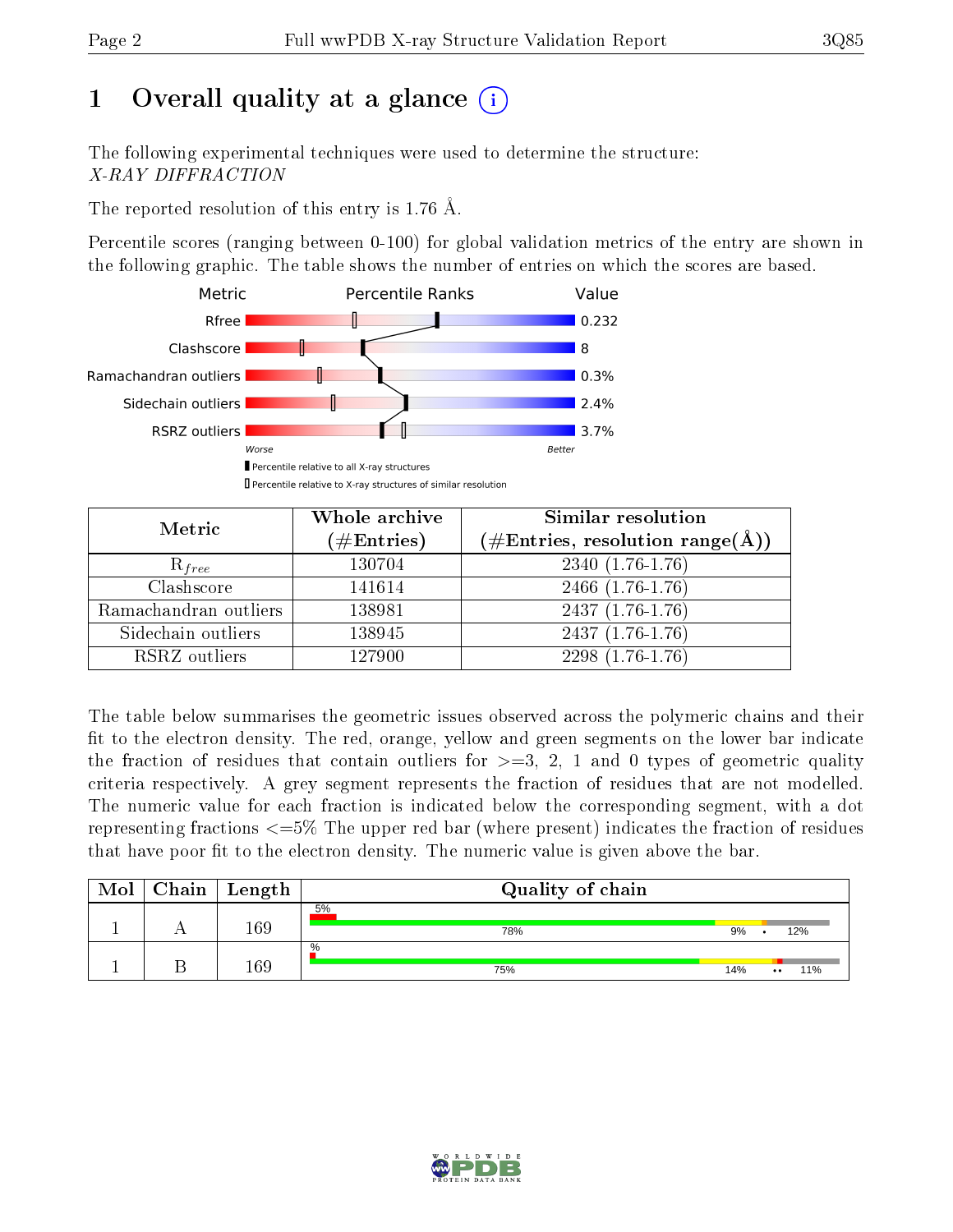# 1 Overall quality at a glance (i)

The following experimental techniques were used to determine the structure:
*X-RAY DIFFRACTION*

The reported resolution of this entry is 1.76 Å.

Percentile scores (ranging between 0-100) for global validation metrics of the entry are shown in the following graphic. The table shows the number of entries on which the scores are based.

| Metric | Value |
|---|---|
| Rfree | 0.232 |
| Clashscore | 8 |
| Ramachandran outliers | 0.3% |
| Sidechain outliers | 2.4% |
| RSRZ outliers | 3.7% |

| Metric | Whole archive (#Entries) | Similar resolution (#Entries, resolution range(Å)) |
|---|---|---|
| $R_{free}$ | 130704 | 2340 (1.76-1.76) |
| Clashscore | 141614 | 2466 (1.76-1.76) |
| Ramachandran outliers | 138981 | 2437 (1.76-1.76) |
| Sidechain outliers | 138945 | 2437 (1.76-1.76) |
| RSRZ outliers | 127900 | 2298 (1.76-1.76) |

The table below summarises the geometric issues observed across the polymeric chains and their fit to the electron density. The red, orange, yellow and green segments on the lower bar indicate the fraction of residues that contain outliers for >=3, 2, 1 and 0 types of geometric quality criteria respectively. A grey segment represents the fraction of residues that are not modelled. The numeric value for each fraction is indicated below the corresponding segment, with a dot representing fractions <=5% The upper red bar (where present) indicates the fraction of residues that have poor fit to the electron density. The numeric value is given above the bar.

| Mol | Chain | Length | Quality of chain |
|---|---|---|---|
| 1 | A | 169 | 5%; 78%, 9%, •, 12% |
| 1 | B | 169 | %; 75%, 14%, ••, 11% |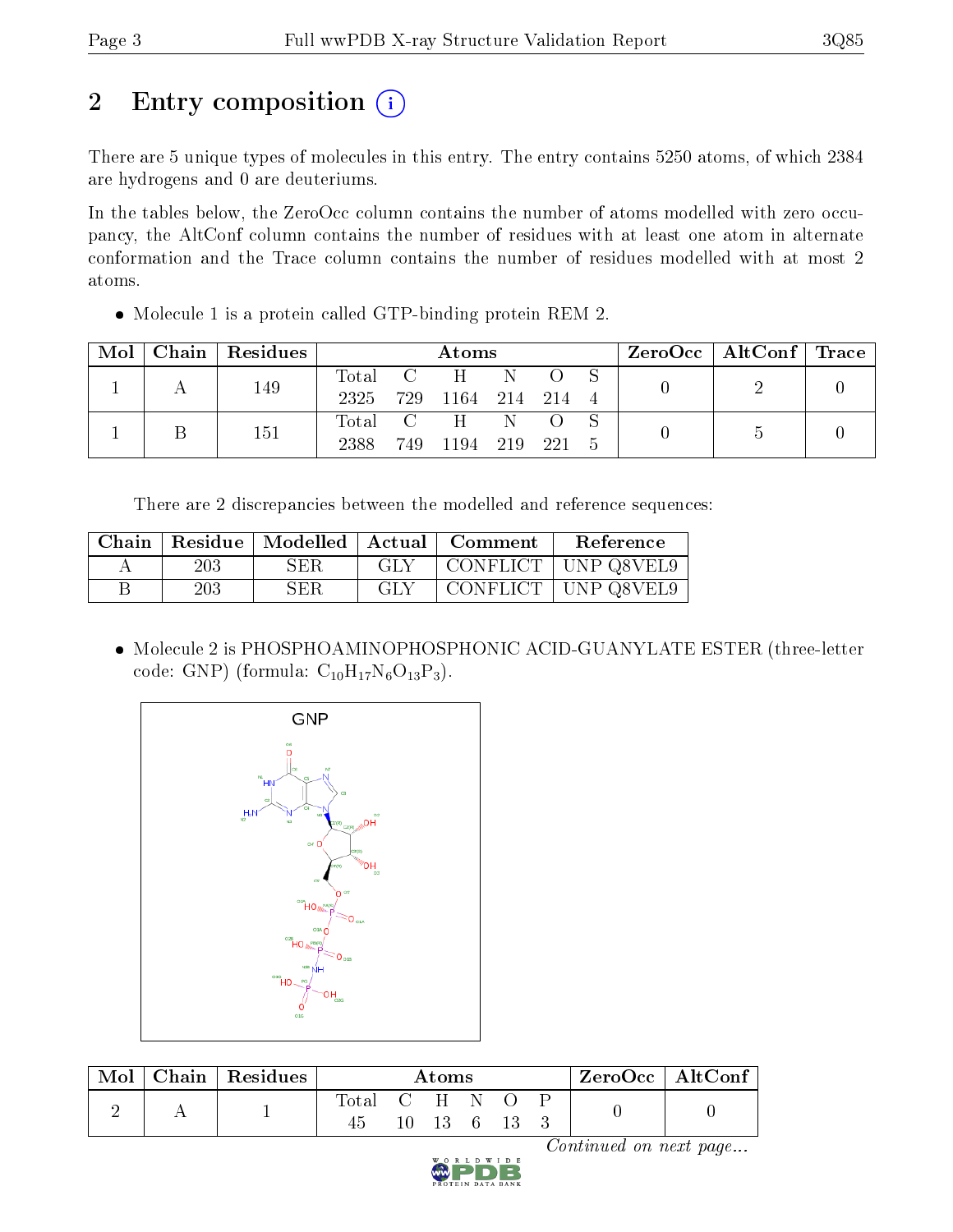# 2 Entry composition

There are 5 unique types of molecules in this entry. The entry contains 5250 atoms, of which 2384 are hydrogens and 0 are deuteriums.

In the tables below, the ZeroOcc column contains the number of atoms modelled with zero occupancy, the AltConf column contains the number of residues with at least one atom in alternate conformation and the Trace column contains the number of residues modelled with at most 2 atoms.

- Molecule 1 is a protein called GTP-binding protein REM 2.

| Mol | Chain | Residues | Atoms | | | | | | ZeroOcc | AltConf | Trace |
|---|---|---|---|---|---|---|---|---|---|---|---|
| 1 | A | 149 | Total 2325 | C 729 | H 1164 | N 214 | O 214 | S 4 | 0 | 2 | 0 |
| 1 | B | 151 | Total 2388 | C 749 | H 1194 | N 219 | O 221 | S 5 | 0 | 5 | 0 |

There are 2 discrepancies between the modelled and reference sequences:

| Chain | Residue | Modelled | Actual | Comment | Reference |
|---|---|---|---|---|---|
| A | 203 | SER | GLY | CONFLICT | UNP Q8VEL9 |
| B | 203 | SER | GLY | CONFLICT | UNP Q8VEL9 |

- Molecule 2 is PHOSPHOAMINOPHOSPHONIC ACID-GUANYLATE ESTER (three-letter code: GNP) (formula: $C_{10}H_{17}N_6O_{13}P_3$).

| Mol | Chain | Residues | Atoms | | | | | | ZeroOcc | AltConf |
|---|---|---|---|---|---|---|---|---|---|---|
| 2 | A | 1 | Total 45 | C 10 | H 13 | N 6 | O 13 | P 3 | 0 | 0 |

*Continued on next page...*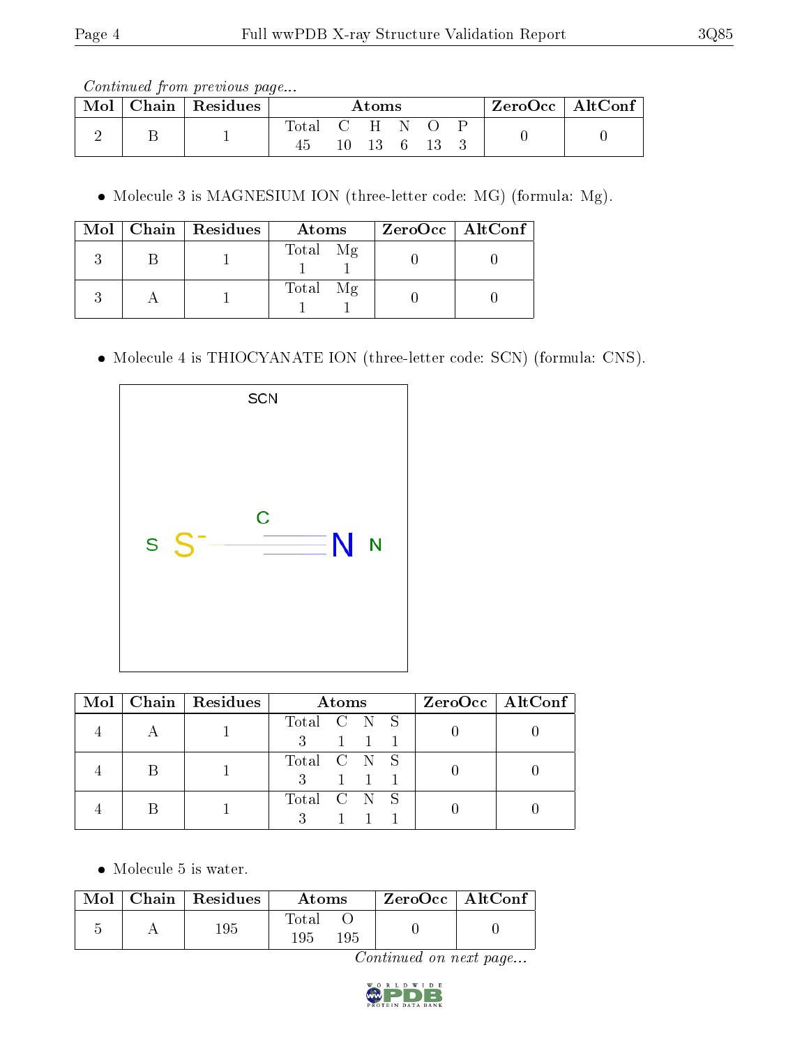*Continued from previous page...*

| Mol | Chain | Residues | Atoms | | | | | | ZeroOcc | AltConf |
|---|---|---|---|---|---|---|---|---|---|---|
| 2 | B | 1 | Total | C | H | N | O | P | 0 | 0 |
| | | | 45 | 10 | 13 | 6 | 13 | 3 | | |

- Molecule 3 is MAGNESIUM ION (three-letter code: MG) (formula: Mg).

| Mol | Chain | Residues | Atoms | | ZeroOcc | AltConf |
|---|---|---|---|---|---|---|
| 3 | B | 1 | Total | Mg | 0 | 0 |
| | | | 1 | 1 | | |
| 3 | A | 1 | Total | Mg | 0 | 0 |
| | | | 1 | 1 | | |

- Molecule 4 is THIOCYANATE ION (three-letter code: SCN) (formula: CNS).

| Mol | Chain | Residues | Atoms | | | | ZeroOcc | AltConf |
|---|---|---|---|---|---|---|---|---|
| 4 | A | 1 | Total | C | N | S | 0 | 0 |
| | | | 3 | 1 | 1 | 1 | | |
| 4 | B | 1 | Total | C | N | S | 0 | 0 |
| | | | 3 | 1 | 1 | 1 | | |
| 4 | B | 1 | Total | C | N | S | 0 | 0 |
| | | | 3 | 1 | 1 | 1 | | |

- Molecule 5 is water.

| Mol | Chain | Residues | Atoms | | ZeroOcc | AltConf |
|---|---|---|---|---|---|---|
| 5 | A | 195 | Total | O | 0 | 0 |
| | | | 195 | 195 | | |

*Continued on next page...*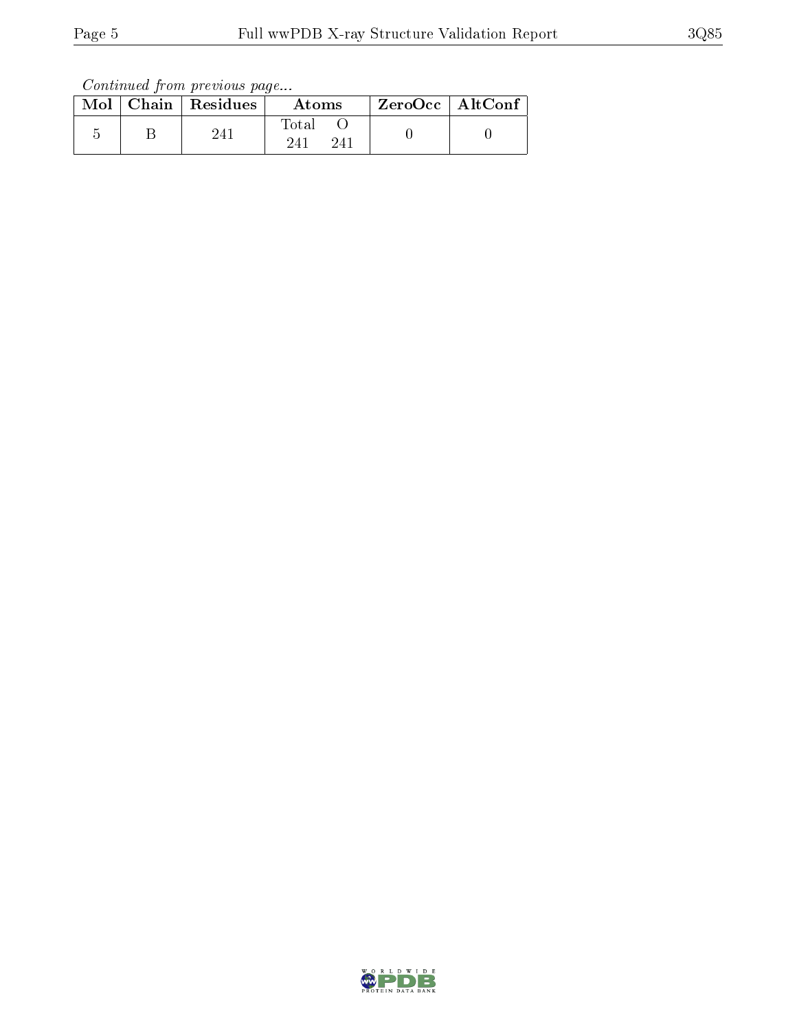*Continued from previous page...*

| Mol | Chain | Residues | Atoms | | ZeroOcc | AltConf |
|---|---|---|---|---|---|---|
| | | | Total | O | | |
| 5 | B | 241 | 241 | 241 | 0 | 0 |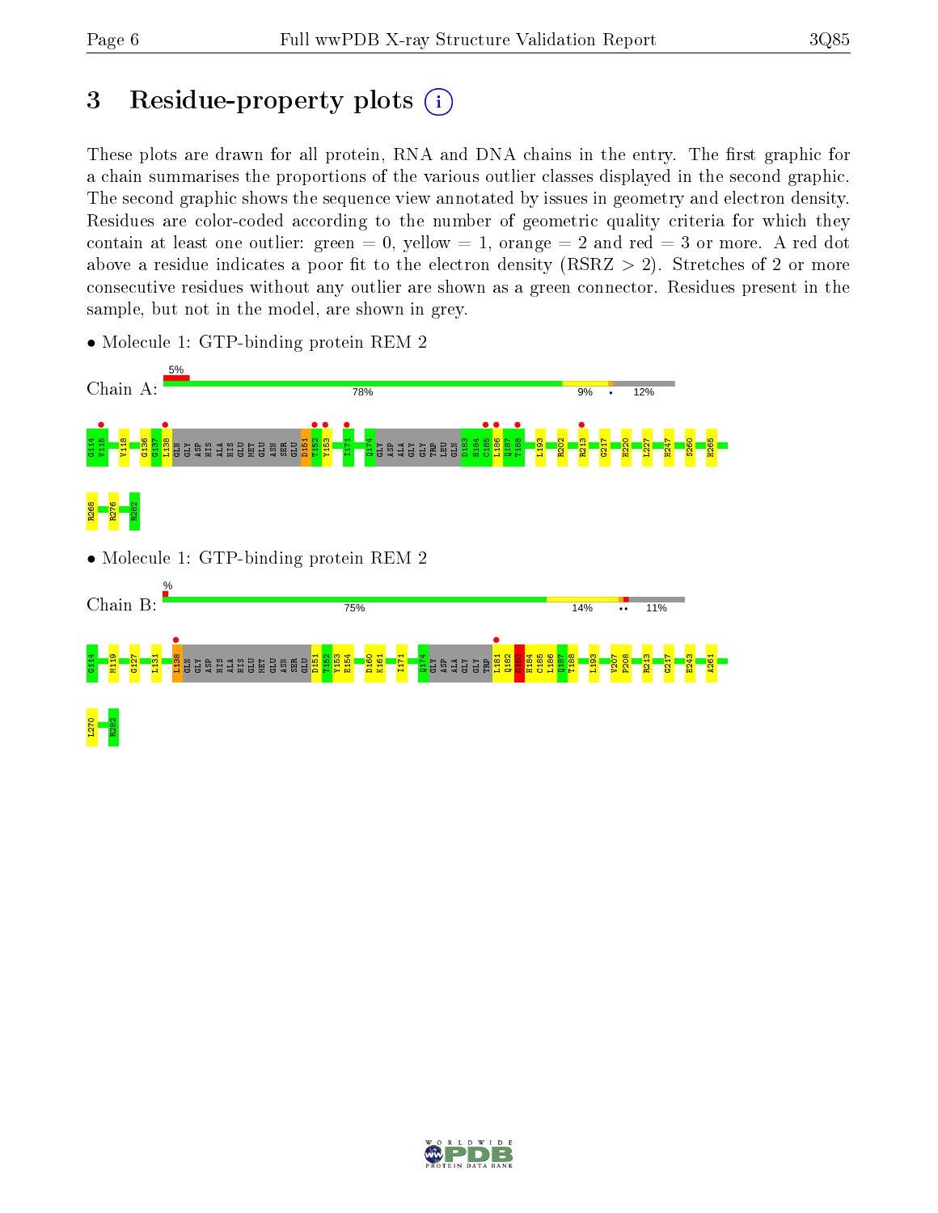# 3 Residue-property plots

These plots are drawn for all protein, RNA and DNA chains in the entry. The first graphic for a chain summarises the proportions of the various outlier classes displayed in the second graphic. The second graphic shows the sequence view annotated by issues in geometry and electron density. Residues are color-coded according to the number of geometric quality criteria for which they contain at least one outlier: green = 0, yellow = 1, orange = 2 and red = 3 or more. A red dot above a residue indicates a poor fit to the electron density (RSRZ > 2). Stretches of 2 or more consecutive residues without any outlier are shown as a green connector. Residues present in the sample, but not in the model, are shown in grey.

- Molecule 1: GTP-binding protein REM 2

Chain A: 5% | 78% | 9% | • | 12%

G114 V115 V118 G136 G137 L138 GLN GLY ASP HIS ALA HIS GLU MET GLU ASN SER GLU D151 T152 Y153 I171 Q174 GLY ASP ALA GLY GLY TRP LEU GLN D183 H184 C185 L186 Q187 T188 L193 R202 R213 G217 H220 L227 H247 S260 H265 R268 R276 R282

- Molecule 1: GTP-binding protein REM 2

Chain B: % | 75% | 14% | •• | 11%

G114 M119 G127 L131 L138 GLN GLY ASP HIS ALA HIS GLU MET GLU ASN SER GLU D151 T152 Y153 E154 D160 K161 I171 Q174 GLY ASP ALA GLY GLY TRP L181 Q182 D183 H184 C185 L186 Q187 T188 L193 V207 P208 R213 G217 E243 A261 L270 R282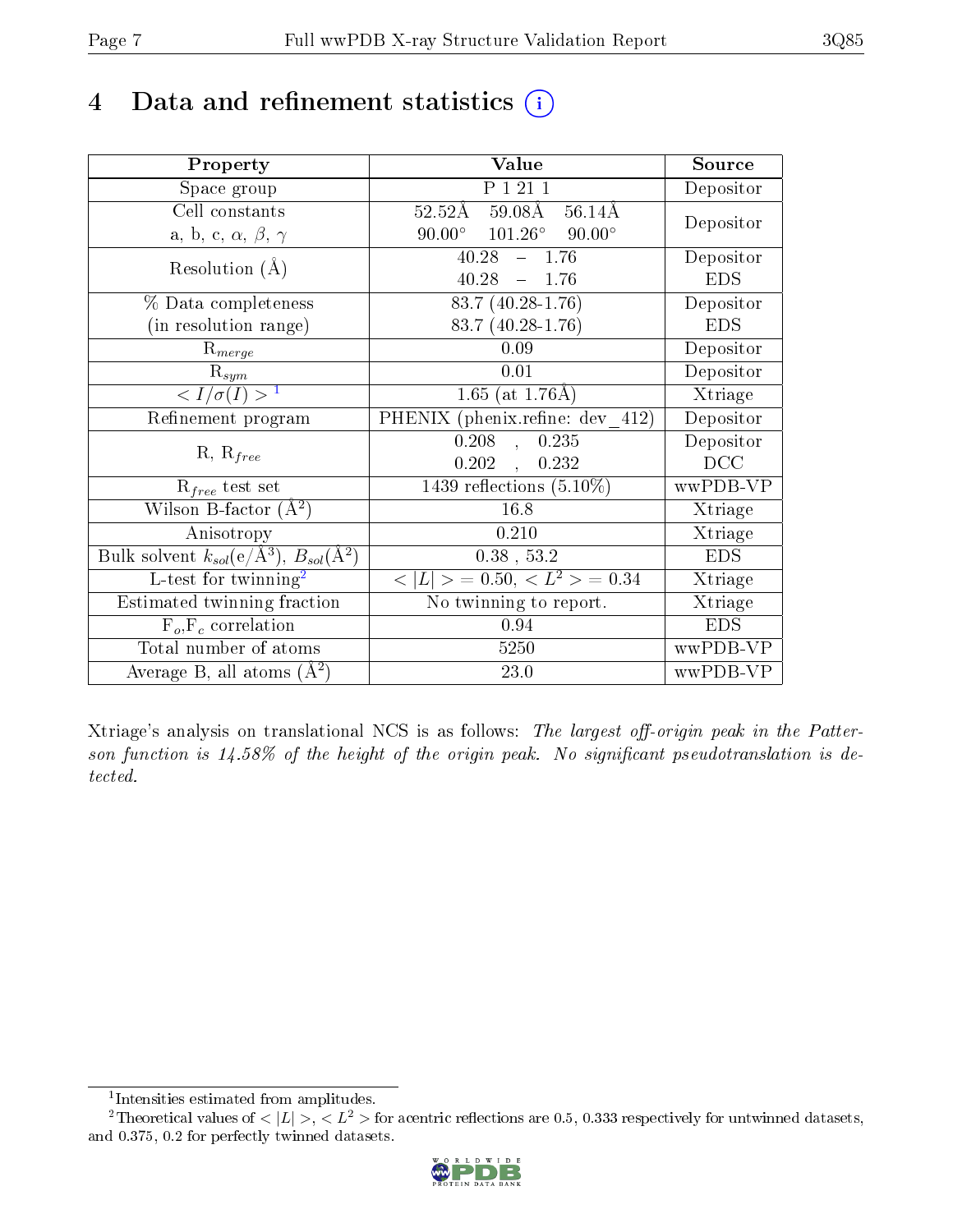# 4 Data and refinement statistics

| Property | Value | Source |
|---|---|---|
| Space group | P 1 21 1 | Depositor |
| Cell constants<br>a, b, c, $\alpha$, $\beta$, $\gamma$ | 52.52Å 59.08Å 56.14Å<br>90.00° 101.26° 90.00° | Depositor |
| Resolution (Å) | 40.28 – 1.76<br>40.28 – 1.76 | Depositor<br>EDS |
| % Data completeness<br>(in resolution range) | 83.7 (40.28-1.76)<br>83.7 (40.28-1.76) | Depositor<br>EDS |
| $R_{merge}$ | 0.09 | Depositor |
| $R_{sym}$ | 0.01 | Depositor |
| $< I/\sigma(I) >$ [1] | 1.65 (at 1.76Å) | Xtriage |
| Refinement program | PHENIX (phenix.refine: dev_412) | Depositor |
| R, $R_{free}$ | 0.208 , 0.235<br>0.202 , 0.232 | Depositor<br>DCC |
| $R_{free}$ test set | 1439 reflections (5.10%) | wwPDB-VP |
| Wilson B-factor (Å$^2$) | 16.8 | Xtriage |
| Anisotropy | 0.210 | Xtriage |
| Bulk solvent $k_{sol}$(e/Å$^3$), $B_{sol}$(Å$^2$) | 0.38 , 53.2 | EDS |
| L-test for twinning[2] | $< \|L\| >$ = 0.50, $< L^2 >$ = 0.34 | Xtriage |
| Estimated twinning fraction | No twinning to report. | Xtriage |
| $F_o$,$F_c$ correlation | 0.94 | EDS |
| Total number of atoms | 5250 | wwPDB-VP |
| Average B, all atoms (Å$^2$) | 23.0 | wwPDB-VP |

Xtriage's analysis on translational NCS is as follows: *The largest off-origin peak in the Patterson function is 14.58% of the height of the origin peak. No significant pseudotranslation is detected.*

[1] Intensities estimated from amplitudes.

[2] Theoretical values of $< |L| >$, $< L^2 >$ for acentric reflections are 0.5, 0.333 respectively for untwinned datasets, and 0.375, 0.2 for perfectly twinned datasets.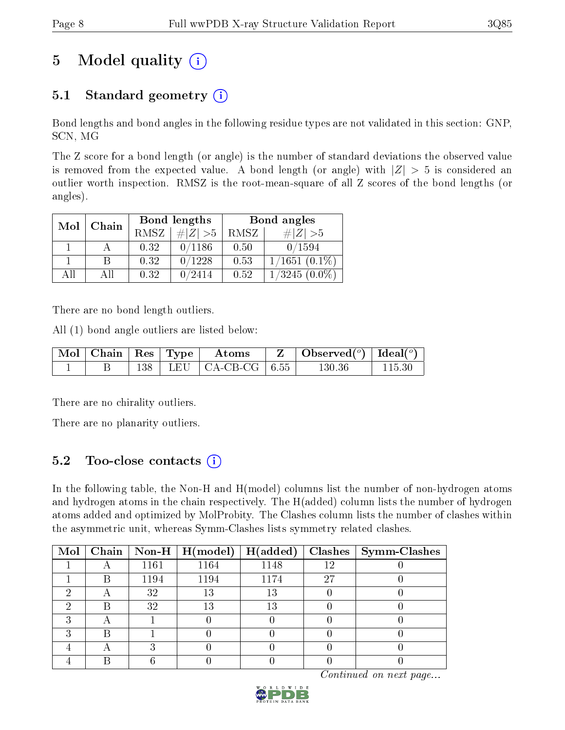# 5 Model quality (i)

## 5.1 Standard geometry (i)

Bond lengths and bond angles in the following residue types are not validated in this section: GNP, SCN, MG

The Z score for a bond length (or angle) is the number of standard deviations the observed value is removed from the expected value. A bond length (or angle) with $|Z| > 5$ is considered an outlier worth inspection. RMSZ is the root-mean-square of all Z scores of the bond lengths (or angles).

| Mol | Chain | Bond lengths | | Bond angles | |
|---|---|---|---|---|---|
| | | RMSZ | #\|Z\| >5 | RMSZ | #\|Z\| >5 |
| 1 | A | 0.32 | 0/1186 | 0.50 | 0/1594 |
| 1 | B | 0.32 | 0/1228 | 0.53 | 1/1651 (0.1%) |
| All | All | 0.32 | 0/2414 | 0.52 | 1/3245 (0.0%) |

There are no bond length outliers.

All (1) bond angle outliers are listed below:

| Mol | Chain | Res | Type | Atoms | Z | Observed(°) | Ideal(°) |
|---|---|---|---|---|---|---|---|
| 1 | B | 138 | LEU | CA-CB-CG | 6.55 | 130.36 | 115.30 |

There are no chirality outliers.

There are no planarity outliers.

## 5.2 Too-close contacts (i)

In the following table, the Non-H and H(model) columns list the number of non-hydrogen atoms and hydrogen atoms in the chain respectively. The H(added) column lists the number of hydrogen atoms added and optimized by MolProbity. The Clashes column lists the number of clashes within the asymmetric unit, whereas Symm-Clashes lists symmetry related clashes.

| Mol | Chain | Non-H | H(model) | H(added) | Clashes | Symm-Clashes |
|---|---|---|---|---|---|---|
| 1 | A | 1161 | 1164 | 1148 | 12 | 0 |
| 1 | B | 1194 | 1194 | 1174 | 27 | 0 |
| 2 | A | 32 | 13 | 13 | 0 | 0 |
| 2 | B | 32 | 13 | 13 | 0 | 0 |
| 3 | A | 1 | 0 | 0 | 0 | 0 |
| 3 | B | 1 | 0 | 0 | 0 | 0 |
| 4 | A | 3 | 0 | 0 | 0 | 0 |
| 4 | B | 6 | 0 | 0 | 0 | 0 |

*Continued on next page...*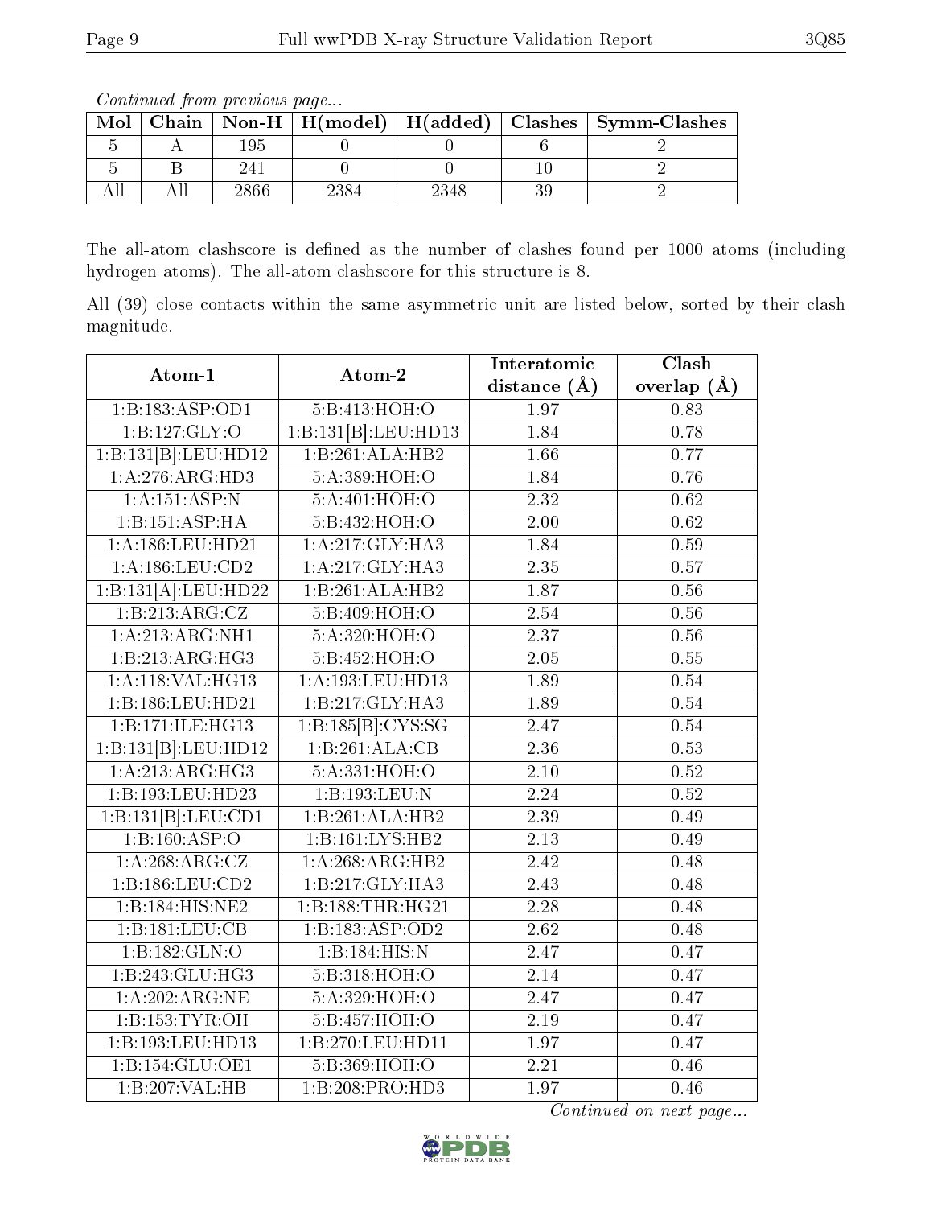*Continued from previous page...*

| Mol | Chain | Non-H | H(model) | H(added) | Clashes | Symm-Clashes |
|---|---|---|---|---|---|---|
| 5 | A | 195 | 0 | 0 | 6 | 2 |
| 5 | B | 241 | 0 | 0 | 10 | 2 |
| All | All | 2866 | 2384 | 2348 | 39 | 2 |

The all-atom clashscore is defined as the number of clashes found per 1000 atoms (including hydrogen atoms). The all-atom clashscore for this structure is 8.

All (39) close contacts within the same asymmetric unit are listed below, sorted by their clash magnitude.

| Atom-1 | Atom-2 | Interatomic distance (Å) | Clash overlap (Å) |
|---|---|---|---|
| 1:B:183:ASP:OD1 | 5:B:413:HOH:O | 1.97 | 0.83 |
| 1:B:127:GLY:O | 1:B:131[B]:LEU:HD13 | 1.84 | 0.78 |
| 1:B:131[B]:LEU:HD12 | 1:B:261:ALA:HB2 | 1.66 | 0.77 |
| 1:A:276:ARG:HD3 | 5:A:389:HOH:O | 1.84 | 0.76 |
| 1:A:151:ASP:N | 5:A:401:HOH:O | 2.32 | 0.62 |
| 1:B:151:ASP:HA | 5:B:432:HOH:O | 2.00 | 0.62 |
| 1:A:186:LEU:HD21 | 1:A:217:GLY:HA3 | 1.84 | 0.59 |
| 1:A:186:LEU:CD2 | 1:A:217:GLY:HA3 | 2.35 | 0.57 |
| 1:B:131[A]:LEU:HD22 | 1:B:261:ALA:HB2 | 1.87 | 0.56 |
| 1:B:213:ARG:CZ | 5:B:409:HOH:O | 2.54 | 0.56 |
| 1:A:213:ARG:NH1 | 5:A:320:HOH:O | 2.37 | 0.56 |
| 1:B:213:ARG:HG3 | 5:B:452:HOH:O | 2.05 | 0.55 |
| 1:A:118:VAL:HG13 | 1:A:193:LEU:HD13 | 1.89 | 0.54 |
| 1:B:186:LEU:HD21 | 1:B:217:GLY:HA3 | 1.89 | 0.54 |
| 1:B:171:ILE:HG13 | 1:B:185[B]:CYS:SG | 2.47 | 0.54 |
| 1:B:131[B]:LEU:HD12 | 1:B:261:ALA:CB | 2.36 | 0.53 |
| 1:A:213:ARG:HG3 | 5:A:331:HOH:O | 2.10 | 0.52 |
| 1:B:193:LEU:HD23 | 1:B:193:LEU:N | 2.24 | 0.52 |
| 1:B:131[B]:LEU:CD1 | 1:B:261:ALA:HB2 | 2.39 | 0.49 |
| 1:B:160:ASP:O | 1:B:161:LYS:HB2 | 2.13 | 0.49 |
| 1:A:268:ARG:CZ | 1:A:268:ARG:HB2 | 2.42 | 0.48 |
| 1:B:186:LEU:CD2 | 1:B:217:GLY:HA3 | 2.43 | 0.48 |
| 1:B:184:HIS:NE2 | 1:B:188:THR:HG21 | 2.28 | 0.48 |
| 1:B:181:LEU:CB | 1:B:183:ASP:OD2 | 2.62 | 0.48 |
| 1:B:182:GLN:O | 1:B:184:HIS:N | 2.47 | 0.47 |
| 1:B:243:GLU:HG3 | 5:B:318:HOH:O | 2.14 | 0.47 |
| 1:A:202:ARG:NE | 5:A:329:HOH:O | 2.47 | 0.47 |
| 1:B:153:TYR:OH | 5:B:457:HOH:O | 2.19 | 0.47 |
| 1:B:193:LEU:HD13 | 1:B:270:LEU:HD11 | 1.97 | 0.47 |
| 1:B:154:GLU:OE1 | 5:B:369:HOH:O | 2.21 | 0.46 |
| 1:B:207:VAL:HB | 1:B:208:PRO:HD3 | 1.97 | 0.46 |

*Continued on next page...*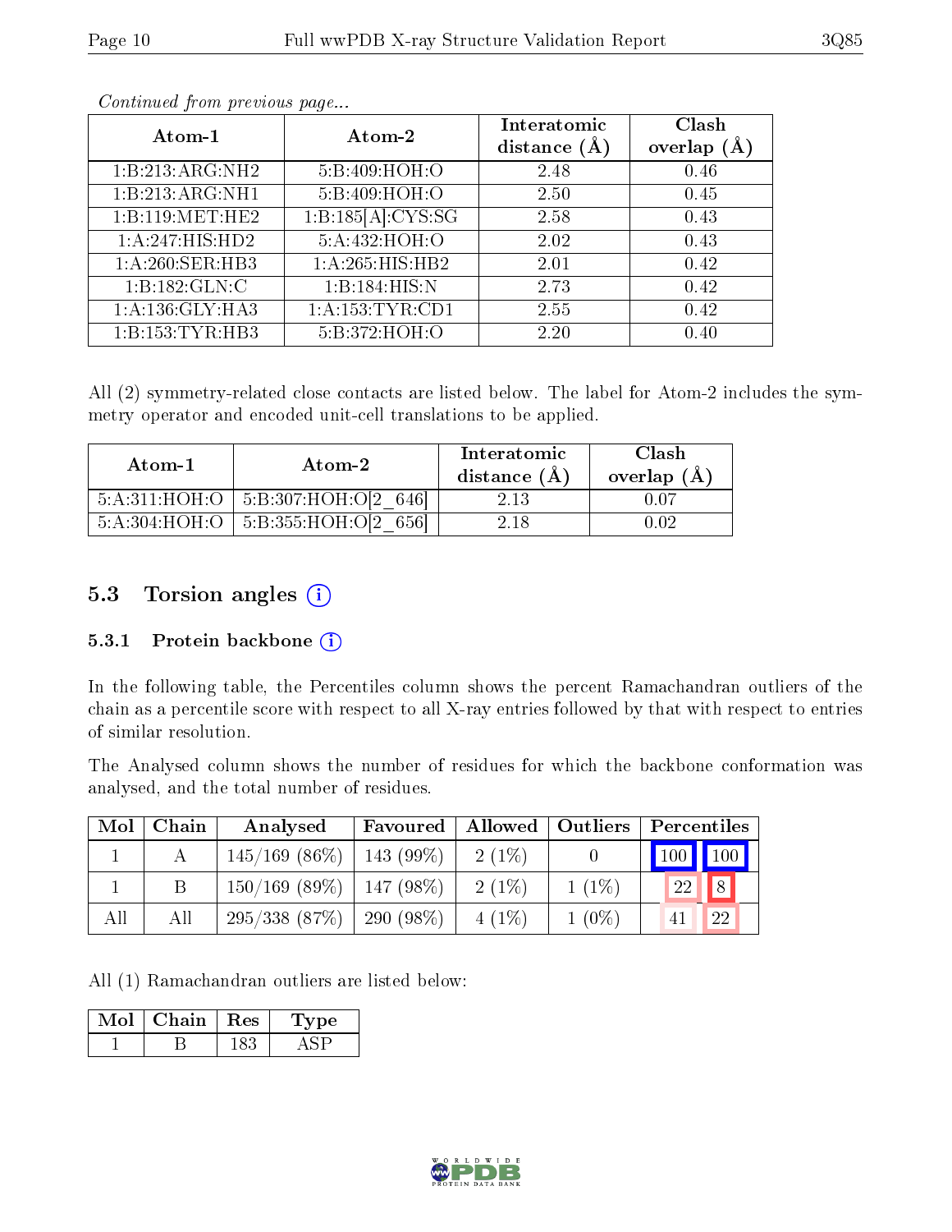*Continued from previous page...*

| Atom-1 | Atom-2 | Interatomic distance (Å) | Clash overlap (Å) |
|---|---|---|---|
| 1:B:213:ARG:NH2 | 5:B:409:HOH:O | 2.48 | 0.46 |
| 1:B:213:ARG:NH1 | 5:B:409:HOH:O | 2.50 | 0.45 |
| 1:B:119:MET:HE2 | 1:B:185[A]:CYS:SG | 2.58 | 0.43 |
| 1:A:247:HIS:HD2 | 5:A:432:HOH:O | 2.02 | 0.43 |
| 1:A:260:SER:HB3 | 1:A:265:HIS:HB2 | 2.01 | 0.42 |
| 1:B:182:GLN:C | 1:B:184:HIS:N | 2.73 | 0.42 |
| 1:A:136:GLY:HA3 | 1:A:153:TYR:CD1 | 2.55 | 0.42 |
| 1:B:153:TYR:HB3 | 5:B:372:HOH:O | 2.20 | 0.40 |

All (2) symmetry-related close contacts are listed below. The label for Atom-2 includes the symmetry operator and encoded unit-cell translations to be applied.

| Atom-1 | Atom-2 | Interatomic distance (Å) | Clash overlap (Å) |
|---|---|---|---|
| 5:A:311:HOH:O | 5:B:307:HOH:O[2_646] | 2.13 | 0.07 |
| 5:A:304:HOH:O | 5:B:355:HOH:O[2_656] | 2.18 | 0.02 |

## 5.3 Torsion angles

### 5.3.1 Protein backbone

In the following table, the Percentiles column shows the percent Ramachandran outliers of the chain as a percentile score with respect to all X-ray entries followed by that with respect to entries of similar resolution.

The Analysed column shows the number of residues for which the backbone conformation was analysed, and the total number of residues.

| Mol | Chain | Analysed | Favoured | Allowed | Outliers | Percentiles | |
|---|---|---|---|---|---|---|---|
| 1 | A | 145/169 (86%) | 143 (99%) | 2 (1%) | 0 | 100 | 100 |
| 1 | B | 150/169 (89%) | 147 (98%) | 2 (1%) | 1 (1%) | 22 | 8 |
| All | All | 295/338 (87%) | 290 (98%) | 4 (1%) | 1 (0%) | 41 | 22 |

All (1) Ramachandran outliers are listed below:

| Mol | Chain | Res | Type |
|---|---|---|---|
| 1 | B | 183 | ASP |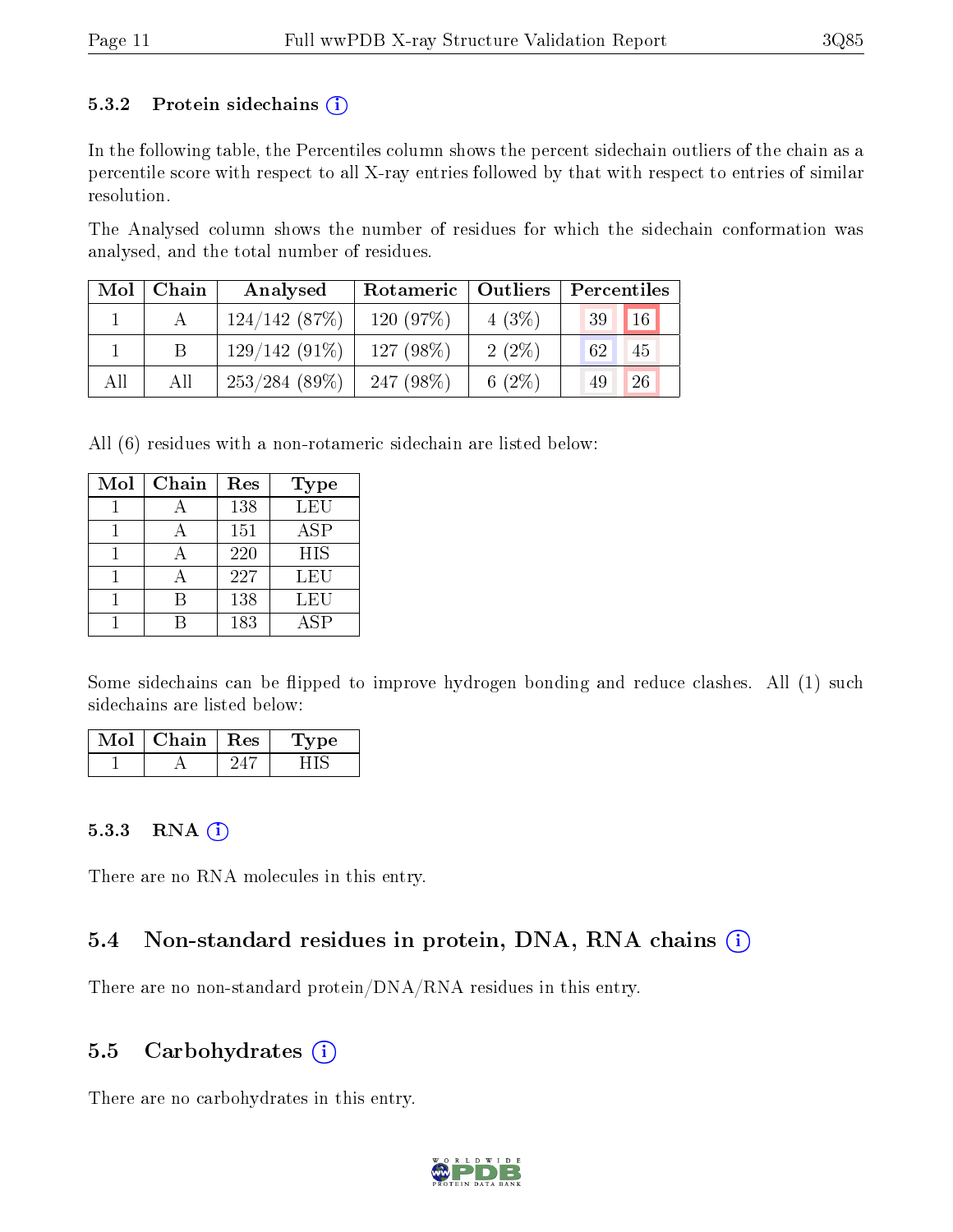### 5.3.2 Protein sidechains (i)

In the following table, the Percentiles column shows the percent sidechain outliers of the chain as a percentile score with respect to all X-ray entries followed by that with respect to entries of similar resolution.

The Analysed column shows the number of residues for which the sidechain conformation was analysed, and the total number of residues.

| Mol | Chain | Analysed | Rotameric | Outliers | Percentiles | |
|---|---|---|---|---|---|---|
| 1 | A | 124/142 (87%) | 120 (97%) | 4 (3%) | 39 | 16 |
| 1 | B | 129/142 (91%) | 127 (98%) | 2 (2%) | 62 | 45 |
| All | All | 253/284 (89%) | 247 (98%) | 6 (2%) | 49 | 26 |

All (6) residues with a non-rotameric sidechain are listed below:

| Mol | Chain | Res | Type |
|---|---|---|---|
| 1 | A | 138 | LEU |
| 1 | A | 151 | ASP |
| 1 | A | 220 | HIS |
| 1 | A | 227 | LEU |
| 1 | B | 138 | LEU |
| 1 | B | 183 | ASP |

Some sidechains can be flipped to improve hydrogen bonding and reduce clashes. All (1) such sidechains are listed below:

| Mol | Chain | Res | Type |
|---|---|---|---|
| 1 | A | 247 | HIS |

### 5.3.3 RNA (i)

There are no RNA molecules in this entry.

## 5.4 Non-standard residues in protein, DNA, RNA chains (i)

There are no non-standard protein/DNA/RNA residues in this entry.

## 5.5 Carbohydrates (i)

There are no carbohydrates in this entry.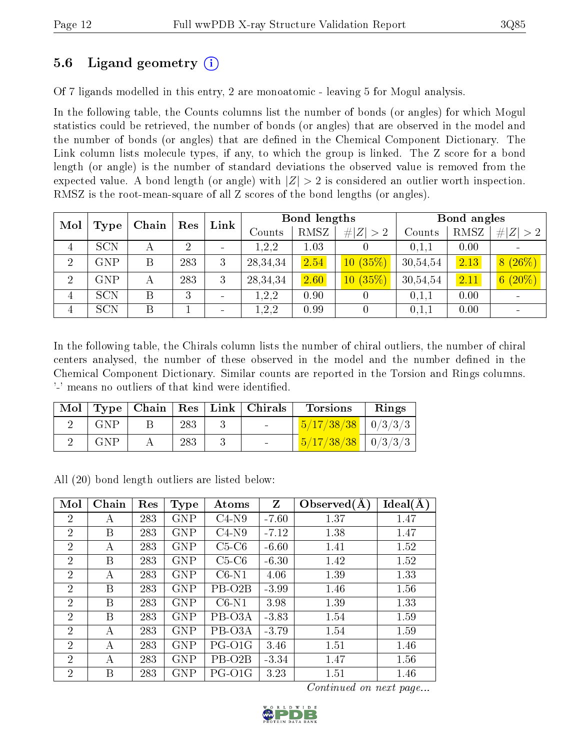## 5.6 Ligand geometry (i)

Of 7 ligands modelled in this entry, 2 are monoatomic - leaving 5 for Mogul analysis.

In the following table, the Counts columns list the number of bonds (or angles) for which Mogul statistics could be retrieved, the number of bonds (or angles) that are observed in the model and the number of bonds (or angles) that are defined in the Chemical Component Dictionary. The Link column lists molecule types, if any, to which the group is linked. The Z score for a bond length (or angle) is the number of standard deviations the observed value is removed from the expected value. A bond length (or angle) with $|Z| > 2$ is considered an outlier worth inspection. RMSZ is the root-mean-square of all Z scores of the bond lengths (or angles).

| Mol | Type | Chain | Res | Link | Bond lengths | | | Bond angles | | |
|---|---|---|---|---|---|---|---|---|---|---|
| | | | | | Counts | RMSZ | #\|Z\| > 2 | Counts | RMSZ | #\|Z\| > 2 |
| 4 | SCN | A | 2 | - | 1,2,2 | 1.03 | 0 | 0,1,1 | 0.00 | - |
| 2 | GNP | B | 283 | 3 | 28,34,34 | 2.54 | 10 (35%) | 30,54,54 | 2.13 | 8 (26%) |
| 2 | GNP | A | 283 | 3 | 28,34,34 | 2.60 | 10 (35%) | 30,54,54 | 2.11 | 6 (20%) |
| 4 | SCN | B | 3 | - | 1,2,2 | 0.90 | 0 | 0,1,1 | 0.00 | - |
| 4 | SCN | B | 1 | - | 1,2,2 | 0.99 | 0 | 0,1,1 | 0.00 | - |

In the following table, the Chirals column lists the number of chiral outliers, the number of chiral centers analysed, the number of these observed in the model and the number defined in the Chemical Component Dictionary. Similar counts are reported in the Torsion and Rings columns. '-' means no outliers of that kind were identified.

| Mol | Type | Chain | Res | Link | Chirals | Torsions | Rings |
|---|---|---|---|---|---|---|---|
| 2 | GNP | B | 283 | 3 | - | 5/17/38/38 | 0/3/3/3 |
| 2 | GNP | A | 283 | 3 | - | 5/17/38/38 | 0/3/3/3 |

All (20) bond length outliers are listed below:

| Mol | Chain | Res | Type | Atoms | Z | Observed(Å) | Ideal(Å) |
|---|---|---|---|---|---|---|---|
| 2 | A | 283 | GNP | C4-N9 | -7.60 | 1.37 | 1.47 |
| 2 | B | 283 | GNP | C4-N9 | -7.12 | 1.38 | 1.47 |
| 2 | A | 283 | GNP | C5-C6 | -6.60 | 1.41 | 1.52 |
| 2 | B | 283 | GNP | C5-C6 | -6.30 | 1.42 | 1.52 |
| 2 | A | 283 | GNP | C6-N1 | 4.06 | 1.39 | 1.33 |
| 2 | B | 283 | GNP | PB-O2B | -3.99 | 1.46 | 1.56 |
| 2 | B | 283 | GNP | C6-N1 | 3.98 | 1.39 | 1.33 |
| 2 | B | 283 | GNP | PB-O3A | -3.83 | 1.54 | 1.59 |
| 2 | A | 283 | GNP | PB-O3A | -3.79 | 1.54 | 1.59 |
| 2 | A | 283 | GNP | PG-O1G | 3.46 | 1.51 | 1.46 |
| 2 | A | 283 | GNP | PB-O2B | -3.34 | 1.47 | 1.56 |
| 2 | B | 283 | GNP | PG-O1G | 3.23 | 1.51 | 1.46 |

*Continued on next page...*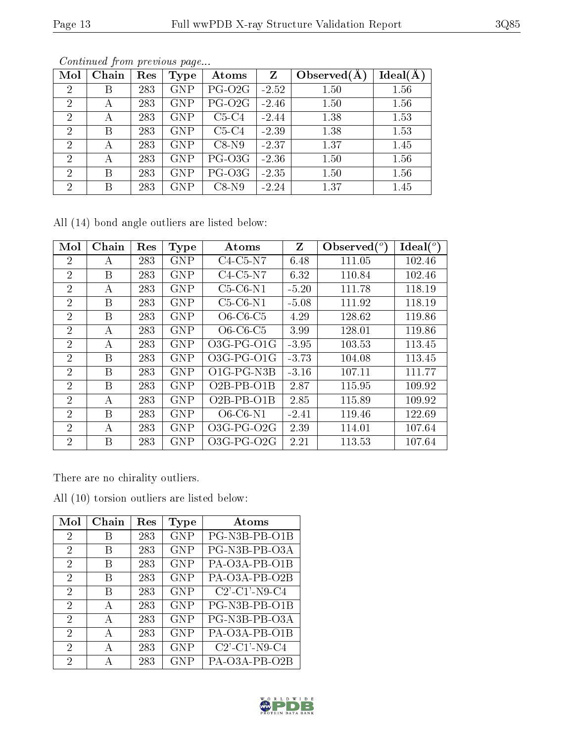*Continued from previous page...*

| Mol | Chain | Res | Type | Atoms | Z | Observed(Å) | Ideal(Å) |
|---|---|---|---|---|---|---|---|
| 2 | B | 283 | GNP | PG-O2G | -2.52 | 1.50 | 1.56 |
| 2 | A | 283 | GNP | PG-O2G | -2.46 | 1.50 | 1.56 |
| 2 | A | 283 | GNP | C5-C4 | -2.44 | 1.38 | 1.53 |
| 2 | B | 283 | GNP | C5-C4 | -2.39 | 1.38 | 1.53 |
| 2 | A | 283 | GNP | C8-N9 | -2.37 | 1.37 | 1.45 |
| 2 | A | 283 | GNP | PG-O3G | -2.36 | 1.50 | 1.56 |
| 2 | B | 283 | GNP | PG-O3G | -2.35 | 1.50 | 1.56 |
| 2 | B | 283 | GNP | C8-N9 | -2.24 | 1.37 | 1.45 |

All (14) bond angle outliers are listed below:

| Mol | Chain | Res | Type | Atoms | Z | Observed(°) | Ideal(°) |
|---|---|---|---|---|---|---|---|
| 2 | A | 283 | GNP | C4-C5-N7 | 6.48 | 111.05 | 102.46 |
| 2 | B | 283 | GNP | C4-C5-N7 | 6.32 | 110.84 | 102.46 |
| 2 | A | 283 | GNP | C5-C6-N1 | -5.20 | 111.78 | 118.19 |
| 2 | B | 283 | GNP | C5-C6-N1 | -5.08 | 111.92 | 118.19 |
| 2 | B | 283 | GNP | O6-C6-C5 | 4.29 | 128.62 | 119.86 |
| 2 | A | 283 | GNP | O6-C6-C5 | 3.99 | 128.01 | 119.86 |
| 2 | A | 283 | GNP | O3G-PG-O1G | -3.95 | 103.53 | 113.45 |
| 2 | B | 283 | GNP | O3G-PG-O1G | -3.73 | 104.08 | 113.45 |
| 2 | B | 283 | GNP | O1G-PG-N3B | -3.16 | 107.11 | 111.77 |
| 2 | B | 283 | GNP | O2B-PB-O1B | 2.87 | 115.95 | 109.92 |
| 2 | A | 283 | GNP | O2B-PB-O1B | 2.85 | 115.89 | 109.92 |
| 2 | B | 283 | GNP | O6-C6-N1 | -2.41 | 119.46 | 122.69 |
| 2 | A | 283 | GNP | O3G-PG-O2G | 2.39 | 114.01 | 107.64 |
| 2 | B | 283 | GNP | O3G-PG-O2G | 2.21 | 113.53 | 107.64 |

There are no chirality outliers.

All (10) torsion outliers are listed below:

| Mol | Chain | Res | Type | Atoms |
|---|---|---|---|---|
| 2 | B | 283 | GNP | PG-N3B-PB-O1B |
| 2 | B | 283 | GNP | PG-N3B-PB-O3A |
| 2 | B | 283 | GNP | PA-O3A-PB-O1B |
| 2 | B | 283 | GNP | PA-O3A-PB-O2B |
| 2 | B | 283 | GNP | C2'-C1'-N9-C4 |
| 2 | A | 283 | GNP | PG-N3B-PB-O1B |
| 2 | A | 283 | GNP | PG-N3B-PB-O3A |
| 2 | A | 283 | GNP | PA-O3A-PB-O1B |
| 2 | A | 283 | GNP | C2'-C1'-N9-C4 |
| 2 | A | 283 | GNP | PA-O3A-PB-O2B |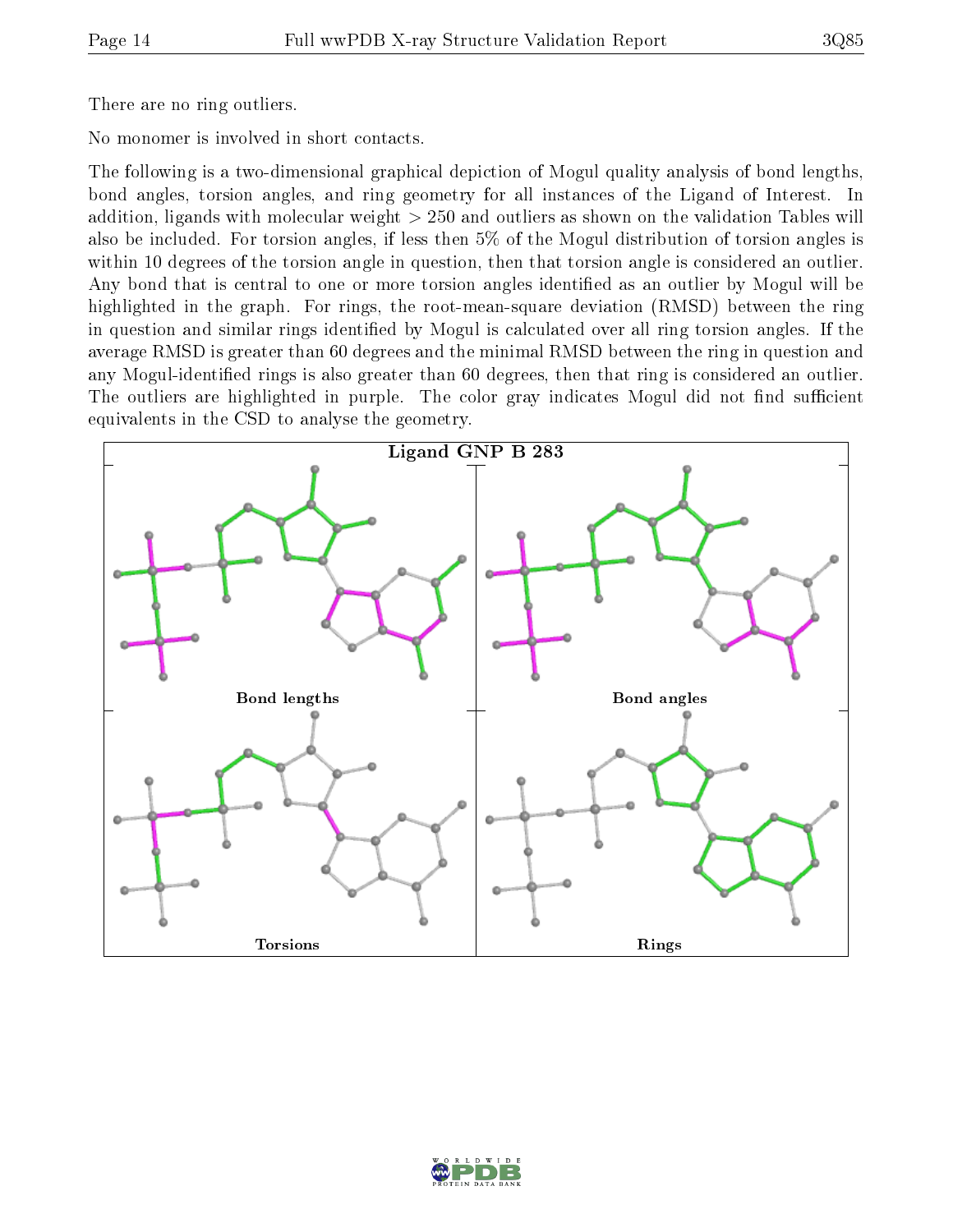There are no ring outliers.

No monomer is involved in short contacts.

The following is a two-dimensional graphical depiction of Mogul quality analysis of bond lengths, bond angles, torsion angles, and ring geometry for all instances of the Ligand of Interest. In addition, ligands with molecular weight > 250 and outliers as shown on the validation Tables will also be included. For torsion angles, if less then 5% of the Mogul distribution of torsion angles is within 10 degrees of the torsion angle in question, then that torsion angle is considered an outlier. Any bond that is central to one or more torsion angles identified as an outlier by Mogul will be highlighted in the graph. For rings, the root-mean-square deviation (RMSD) between the ring in question and similar rings identified by Mogul is calculated over all ring torsion angles. If the average RMSD is greater than 60 degrees and the minimal RMSD between the ring in question and any Mogul-identified rings is also greater than 60 degrees, then that ring is considered an outlier. The outliers are highlighted in purple. The color gray indicates Mogul did not find sufficient equivalents in the CSD to analyse the geometry.

**Ligand GNP B 283**

Bond lengths | Bond angles | Torsions | Rings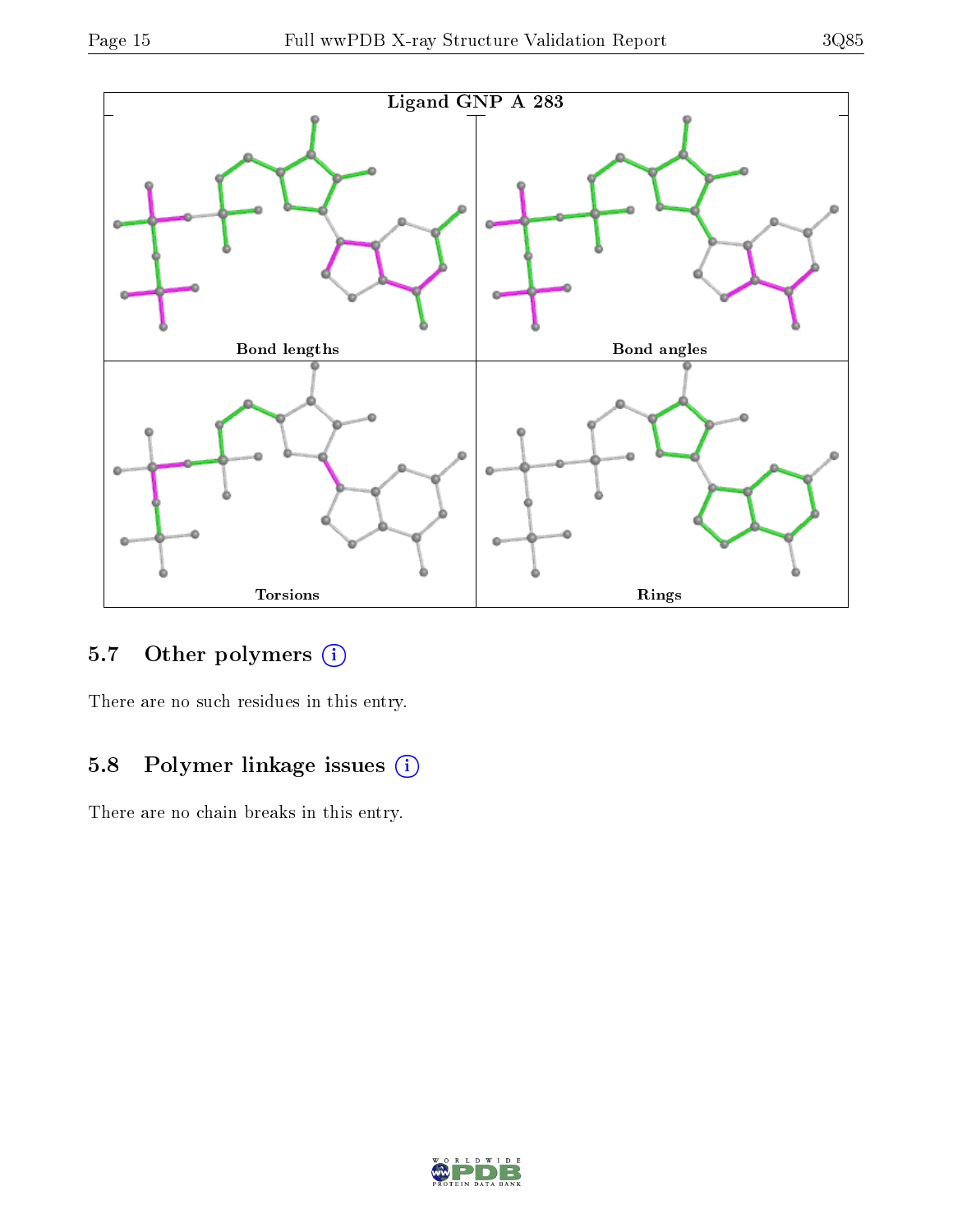Ligand GNP A 283

Bond lengths

Bond angles

Torsions

Rings

### 5.7 Other polymers (i)

There are no such residues in this entry.

### 5.8 Polymer linkage issues (i)

There are no chain breaks in this entry.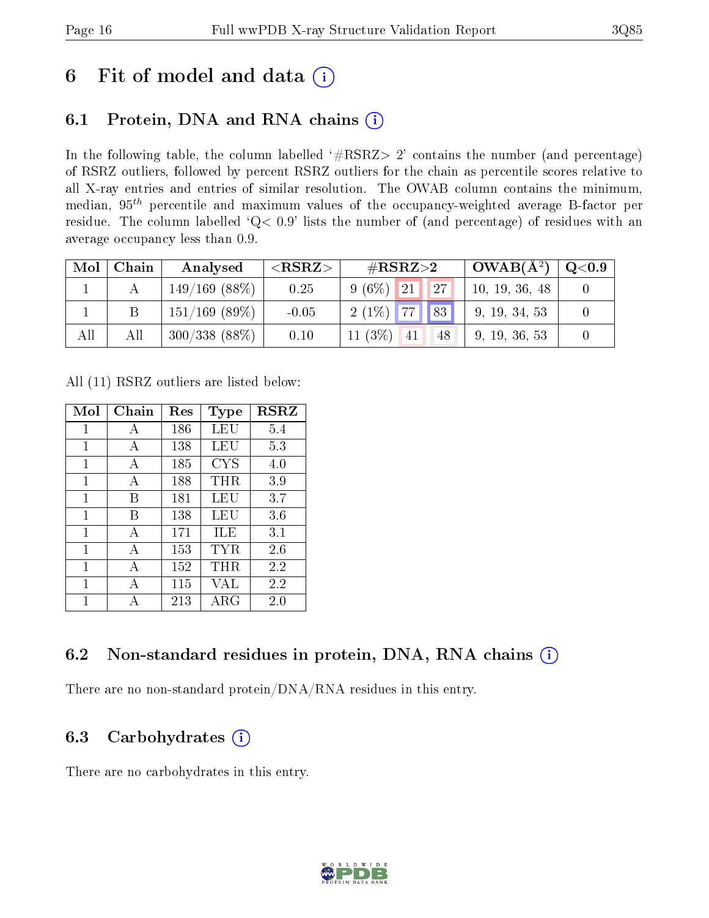# 6 Fit of model and data (i)

## 6.1 Protein, DNA and RNA chains (i)

In the following table, the column labelled '#RSRZ> 2' contains the number (and percentage) of RSRZ outliers, followed by percent RSRZ outliers for the chain as percentile scores relative to all X-ray entries and entries of similar resolution. The OWAB column contains the minimum, median, $95^{th}$ percentile and maximum values of the occupancy-weighted average B-factor per residue. The column labelled 'Q< 0.9' lists the number of (and percentage) of residues with an average occupancy less than 0.9.

| Mol | Chain | Analysed | <RSRZ> | #RSRZ>2 | | | OWAB(Å$^2$) | Q<0.9 |
|---|---|---|---|---|---|---|---|---|
| 1 | A | 149/169 (88%) | 0.25 | 9 (6%) | 21 | 27 | 10, 19, 36, 48 | 0 |
| 1 | B | 151/169 (89%) | -0.05 | 2 (1%) | 77 | 83 | 9, 19, 34, 53 | 0 |
| All | All | 300/338 (88%) | 0.10 | 11 (3%) | 41 | 48 | 9, 19, 36, 53 | 0 |

All (11) RSRZ outliers are listed below:

| Mol | Chain | Res | Type | RSRZ |
|---|---|---|---|---|
| 1 | A | 186 | LEU | 5.4 |
| 1 | A | 138 | LEU | 5.3 |
| 1 | A | 185 | CYS | 4.0 |
| 1 | A | 188 | THR | 3.9 |
| 1 | B | 181 | LEU | 3.7 |
| 1 | B | 138 | LEU | 3.6 |
| 1 | A | 171 | ILE | 3.1 |
| 1 | A | 153 | TYR | 2.6 |
| 1 | A | 152 | THR | 2.2 |
| 1 | A | 115 | VAL | 2.2 |
| 1 | A | 213 | ARG | 2.0 |

## 6.2 Non-standard residues in protein, DNA, RNA chains (i)

There are no non-standard protein/DNA/RNA residues in this entry.

## 6.3 Carbohydrates (i)

There are no carbohydrates in this entry.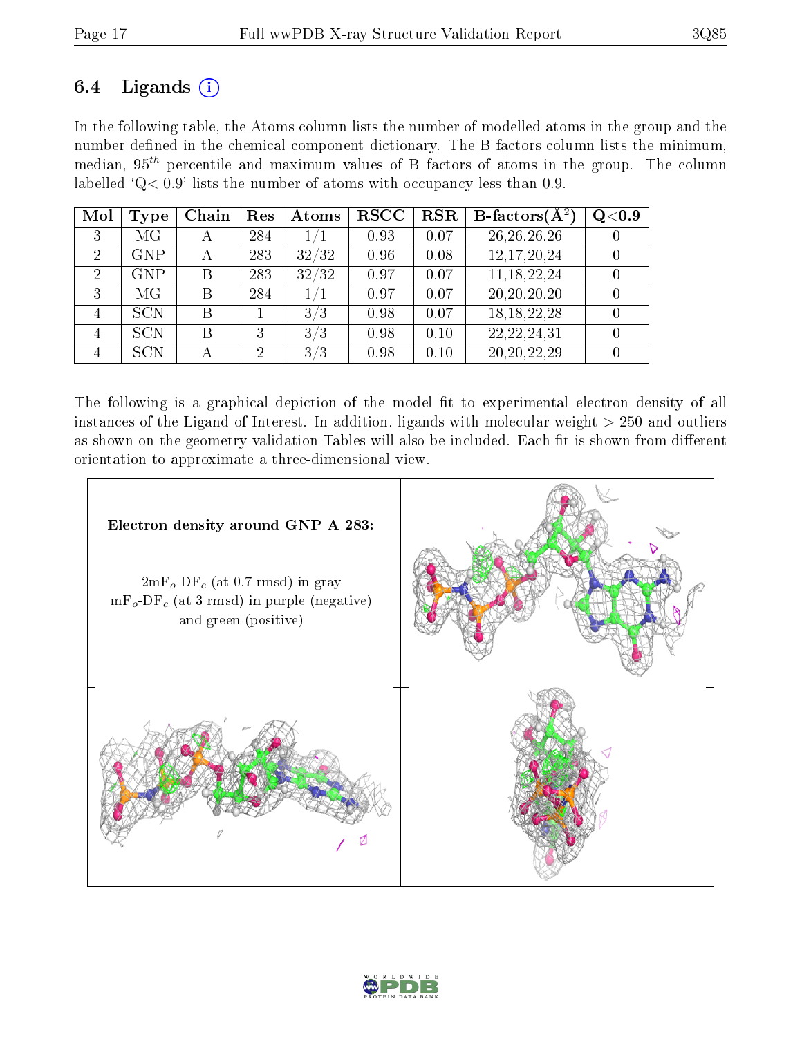### 6.4 Ligands

In the following table, the Atoms column lists the number of modelled atoms in the group and the number defined in the chemical component dictionary. The B-factors column lists the minimum, median, $95^{th}$ percentile and maximum values of B factors of atoms in the group. The column labelled 'Q< 0.9' lists the number of atoms with occupancy less than 0.9.

| Mol | Type | Chain | Res | Atoms | RSCC | RSR | B-factors($Å^2$) | Q<0.9 |
|---|---|---|---|---|---|---|---|---|
| 3 | MG | A | 284 | 1/1 | 0.93 | 0.07 | 26,26,26,26 | 0 |
| 2 | GNP | A | 283 | 32/32 | 0.96 | 0.08 | 12,17,20,24 | 0 |
| 2 | GNP | B | 283 | 32/32 | 0.97 | 0.07 | 11,18,22,24 | 0 |
| 3 | MG | B | 284 | 1/1 | 0.97 | 0.07 | 20,20,20,20 | 0 |
| 4 | SCN | B | 1 | 3/3 | 0.98 | 0.07 | 18,18,22,28 | 0 |
| 4 | SCN | B | 3 | 3/3 | 0.98 | 0.10 | 22,22,24,31 | 0 |
| 4 | SCN | A | 2 | 3/3 | 0.98 | 0.10 | 20,20,22,29 | 0 |

The following is a graphical depiction of the model fit to experimental electron density of all instances of the Ligand of Interest. In addition, ligands with molecular weight > 250 and outliers as shown on the geometry validation Tables will also be included. Each fit is shown from different orientation to approximate a three-dimensional view.

**Electron density around GNP A 283:**

$2mF_o$-$DF_c$ (at 0.7 rmsd) in gray
$mF_o$-$DF_c$ (at 3 rmsd) in purple (negative) and green (positive)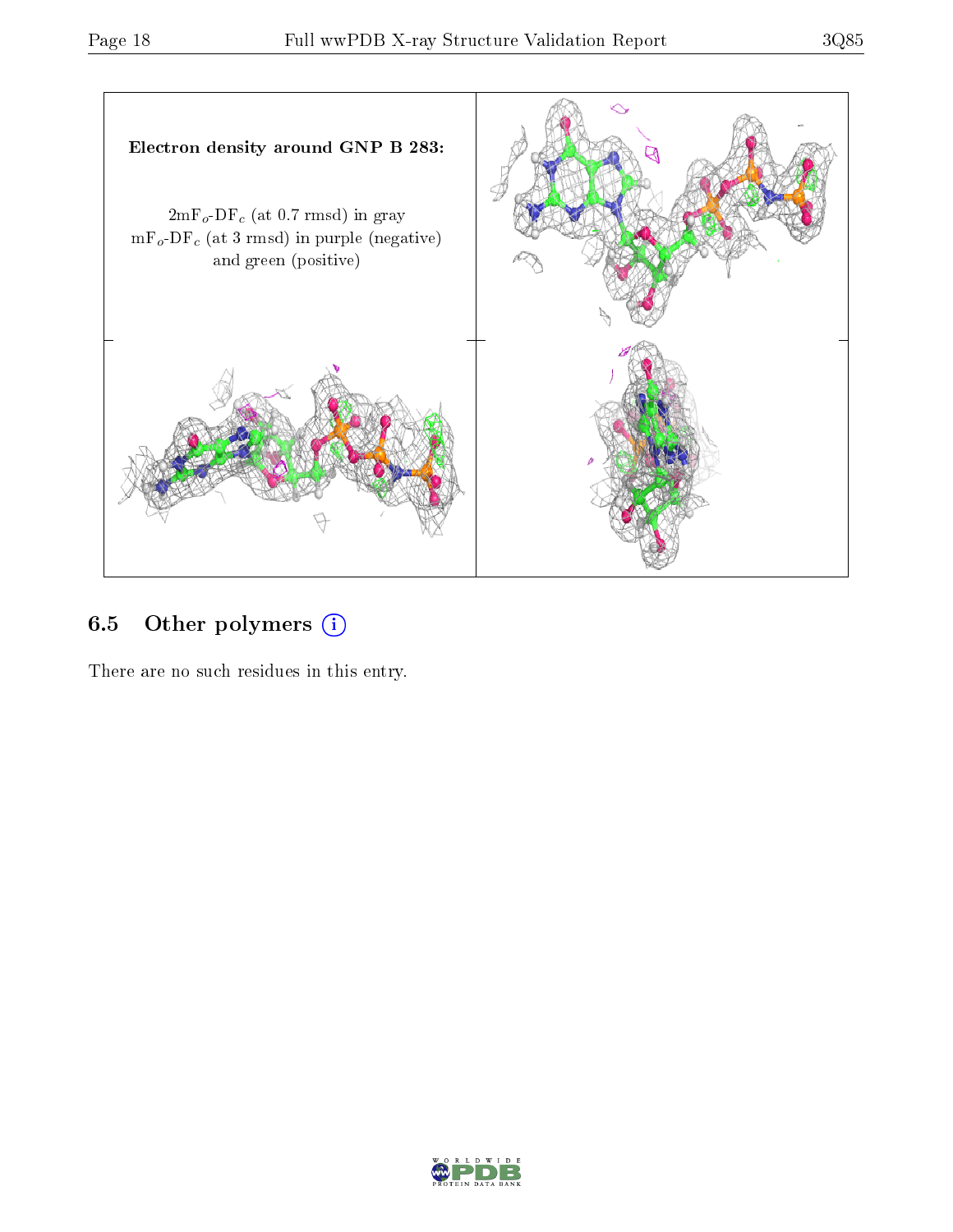**Electron density around GNP B 283:**

$2mF_o$-$DF_c$ (at 0.7 rmsd) in gray
$mF_o$-$DF_c$ (at 3 rmsd) in purple (negative)
and green (positive)

## 6.5 Other polymers

There are no such residues in this entry.